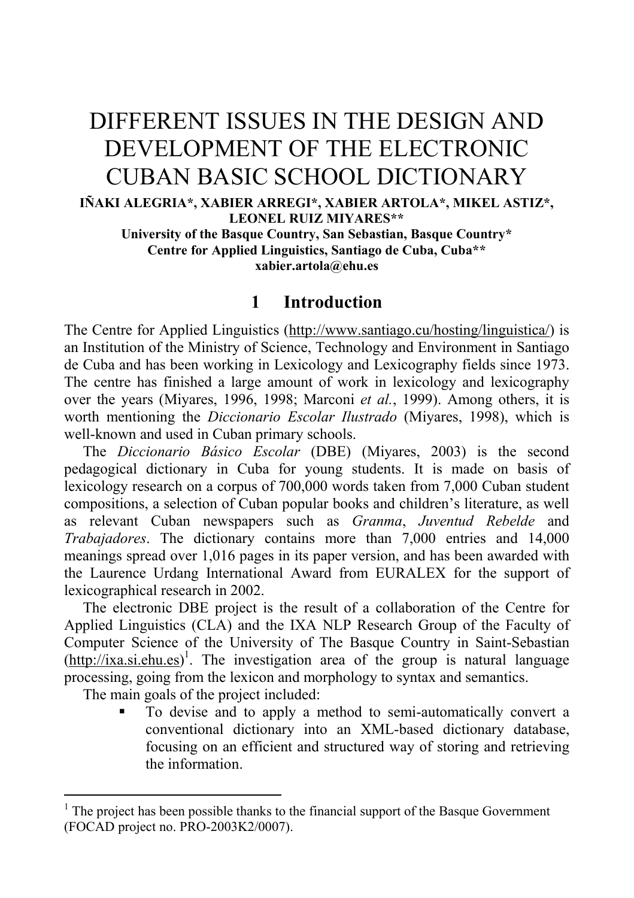# DIFFERENT ISSUES IN THE DESIGN AND DEVELOPMENT OF THE ELECTRONIC CUBAN BASIC SCHOOL DICTIONARY

**IÑAKI ALEGRIA\*, XABIER ARREGI\*, XABIER ARTOLA\*, MIKEL ASTIZ\*, LEONEL RUIZ MIYARES\*\***

**University of the Basque Country, San Sebastian, Basque Country\***

**Centre for Applied Linguistics, Santiago de Cuba, Cuba\*\***

**xabier.artola@ehu.es**

## 1 Introduction

The Centre for Applied Linguistics (http://www.santiago.cu/hosting/linguistica/) is an Institution of the Ministry of Science, Technology and Environment in Santiago de Cuba and has been working in Lexicology and Lexicography fields since 1973. The centre has finished a large amount of work in lexicology and lexicography over the years (Miyares, 1996, 1998; Marconi *et al.*, 1999). Among others, it is worth mentioning the *Diccionario Escolar Ilustrado* (Miyares, 1998), which is well-known and used in Cuban primary schools.

The *Diccionario Básico Escolar* (DBE) (Miyares, 2003) is the second pedagogical dictionary in Cuba for young students. It is made on basis of lexicology research on a corpus of 700,000 words taken from 7,000 Cuban student compositions, a selection of Cuban popular books and children's literature, as well as relevant Cuban newspapers such as *Granma*, *Juventud Rebelde* and *Trabajadores*. The dictionary contains more than 7,000 entries and 14,000 meanings spread over 1,016 pages in its paper version, and has been awarded with the Laurence Urdang International Award from EURALEX for the support of lexicographical research in 2002.

The electronic DBE project is the result of a collaboration of the Centre for Applied Linguistics (CLA) and the IXA NLP Research Group of the Faculty of Computer Science of the University of The Basque Country in Saint-Sebastian (http://ixa.si.ehu.es)[1]. The investigation area of the group is natural language processing, going from the lexicon and morphology to syntax and semantics.

The main goals of the project included:

- To devise and to apply a method to semi-automatically convert a conventional dictionary into an XML-based dictionary database, focusing on an efficient and structured way of storing and retrieving the information.

---

[1] The project has been possible thanks to the financial support of the Basque Government (FOCAD project no. PRO-2003K2/0007).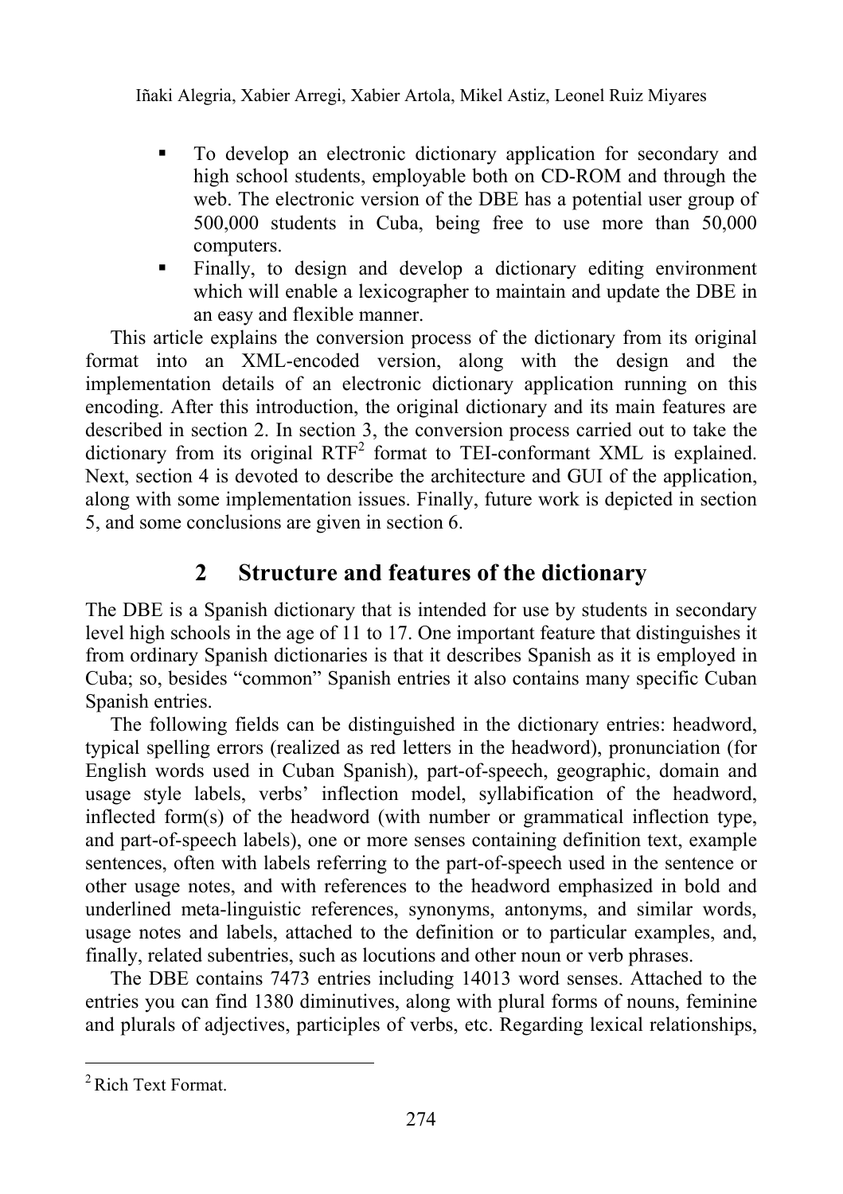- To develop an electronic dictionary application for secondary and high school students, employable both on CD-ROM and through the web. The electronic version of the DBE has a potential user group of 500,000 students in Cuba, being free to use more than 50,000 computers.
- Finally, to design and develop a dictionary editing environment which will enable a lexicographer to maintain and update the DBE in an easy and flexible manner.

This article explains the conversion process of the dictionary from its original format into an XML-encoded version, along with the design and the implementation details of an electronic dictionary application running on this encoding. After this introduction, the original dictionary and its main features are described in section 2. In section 3, the conversion process carried out to take the dictionary from its original RTF[2] format to TEI-conformant XML is explained. Next, section 4 is devoted to describe the architecture and GUI of the application, along with some implementation issues. Finally, future work is depicted in section 5, and some conclusions are given in section 6.

## 2 Structure and features of the dictionary

The DBE is a Spanish dictionary that is intended for use by students in secondary level high schools in the age of 11 to 17. One important feature that distinguishes it from ordinary Spanish dictionaries is that it describes Spanish as it is employed in Cuba; so, besides "common" Spanish entries it also contains many specific Cuban Spanish entries.

The following fields can be distinguished in the dictionary entries: headword, typical spelling errors (realized as red letters in the headword), pronunciation (for English words used in Cuban Spanish), part-of-speech, geographic, domain and usage style labels, verbs' inflection model, syllabification of the headword, inflected form(s) of the headword (with number or grammatical inflection type, and part-of-speech labels), one or more senses containing definition text, example sentences, often with labels referring to the part-of-speech used in the sentence or other usage notes, and with references to the headword emphasized in bold and underlined meta-linguistic references, synonyms, antonyms, and similar words, usage notes and labels, attached to the definition or to particular examples, and, finally, related subentries, such as locutions and other noun or verb phrases.

The DBE contains 7473 entries including 14013 word senses. Attached to the entries you can find 1380 diminutives, along with plural forms of nouns, feminine and plurals of adjectives, participles of verbs, etc. Regarding lexical relationships,

[2] Rich Text Format.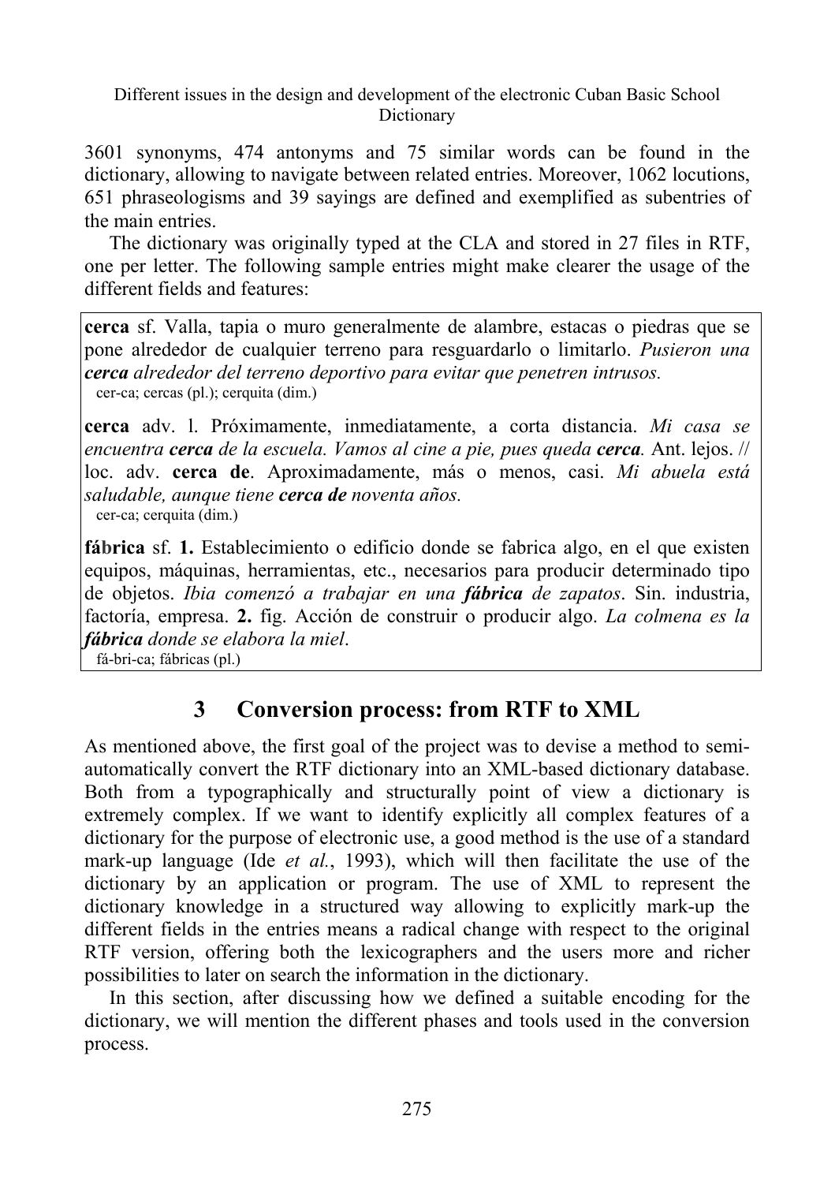3601 synonyms, 474 antonyms and 75 similar words can be found in the dictionary, allowing to navigate between related entries. Moreover, 1062 locutions, 651 phraseologisms and 39 sayings are defined and exemplified as subentries of the main entries.

The dictionary was originally typed at the CLA and stored in 27 files in RTF, one per letter. The following sample entries might make clearer the usage of the different fields and features:

> **cerca** sf. Valla, tapia o muro generalmente de alambre, estacas o piedras que se pone alrededor de cualquier terreno para resguardarlo o limitarlo. *Pusieron una **cerca** alrededor del terreno deportivo para evitar que penetren intrusos.*
> cer-ca; cercas (pl.); cerquita (dim.)
>
> **cerca** adv. l. Próximamente, inmediatamente, a corta distancia. *Mi casa se encuentra **cerca** de la escuela. Vamos al cine a pie, pues queda **cerca**.* Ant. lejos. // loc. adv. **cerca de**. Aproximadamente, más o menos, casi. *Mi abuela está saludable, aunque tiene **cerca de** noventa años.*
> cer-ca; cerquita (dim.)
>
> **fábrica** sf. **1.** Establecimiento o edificio donde se fabrica algo, en el que existen equipos, máquinas, herramientas, etc., necesarios para producir determinado tipo de objetos. *Ibia comenzó a trabajar en una **fábrica** de zapatos*. Sin. industria, factoría, empresa. **2.** fig. Acción de construir o producir algo. *La colmena es la **fábrica** donde se elabora la miel*.
> fá-bri-ca; fábricas (pl.)

## 3 Conversion process: from RTF to XML

As mentioned above, the first goal of the project was to devise a method to semi-automatically convert the RTF dictionary into an XML-based dictionary database. Both from a typographically and structurally point of view a dictionary is extremely complex. If we want to identify explicitly all complex features of a dictionary for the purpose of electronic use, a good method is the use of a standard mark-up language (Ide *et al.*, 1993), which will then facilitate the use of the dictionary by an application or program. The use of XML to represent the dictionary knowledge in a structured way allowing to explicitly mark-up the different fields in the entries means a radical change with respect to the original RTF version, offering both the lexicographers and the users more and richer possibilities to later on search the information in the dictionary.

In this section, after discussing how we defined a suitable encoding for the dictionary, we will mention the different phases and tools used in the conversion process.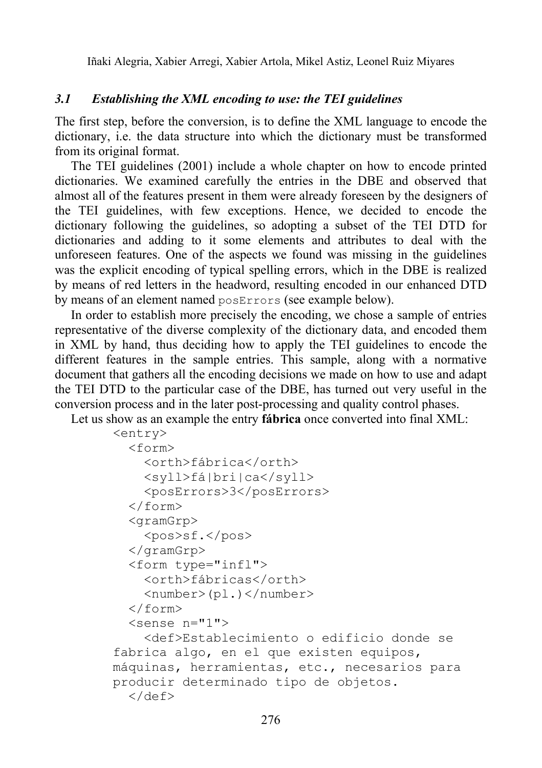### *3.1 Establishing the XML encoding to use: the TEI guidelines*

The first step, before the conversion, is to define the XML language to encode the dictionary, i.e. the data structure into which the dictionary must be transformed from its original format.

The TEI guidelines (2001) include a whole chapter on how to encode printed dictionaries. We examined carefully the entries in the DBE and observed that almost all of the features present in them were already foreseen by the designers of the TEI guidelines, with few exceptions. Hence, we decided to encode the dictionary following the guidelines, so adopting a subset of the TEI DTD for dictionaries and adding to it some elements and attributes to deal with the unforeseen features. One of the aspects we found was missing in the guidelines was the explicit encoding of typical spelling errors, which in the DBE is realized by means of red letters in the headword, resulting encoded in our enhanced DTD by means of an element named `posErrors` (see example below).

In order to establish more precisely the encoding, we chose a sample of entries representative of the diverse complexity of the dictionary data, and encoded them in XML by hand, thus deciding how to apply the TEI guidelines to encode the different features in the sample entries. This sample, along with a normative document that gathers all the encoding decisions we made on how to use and adapt the TEI DTD to the particular case of the DBE, has turned out very useful in the conversion process and in the later post-processing and quality control phases.

Let us show as an example the entry **fábrica** once converted into final XML:

```
<entry>
  <form>
    <orth>fábrica</orth>
    <syll>fá|bri|ca</syll>
    <posErrors>3</posErrors>
  </form>
  <gramGrp>
    <pos>sf.</pos>
  </gramGrp>
  <form type="infl">
    <orth>fábricas</orth>
    <number>(pl.)</number>
  </form>
  <sense n="1">
    <def>Establecimiento o edificio donde se
fabrica algo, en el que existen equipos,
máquinas, herramientas, etc., necesarios para
producir determinado tipo de objetos.
  </def>
```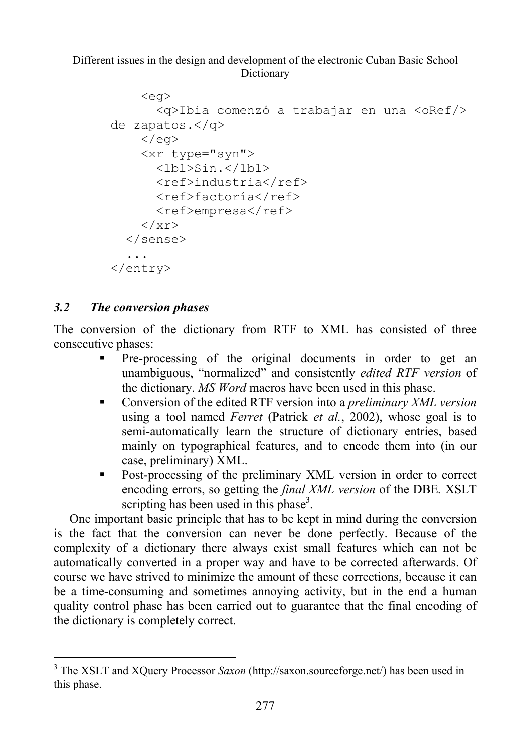```
    <eg>
      <q>Ibia comenzó a trabajar en una <oRef/>
de zapatos.</q>
    </eg>
    <xr type="syn">
      <lbl>Sin.</lbl>
      <ref>industria</ref>
      <ref>factoría</ref>
      <ref>empresa</ref>
    </xr>
  </sense>
  ...
</entry>
```

### *3.2 The conversion phases*

The conversion of the dictionary from RTF to XML has consisted of three consecutive phases:

- Pre-processing of the original documents in order to get an unambiguous, "normalized" and consistently *edited RTF version* of the dictionary. *MS Word* macros have been used in this phase.
- Conversion of the edited RTF version into a *preliminary XML version* using a tool named *Ferret* (Patrick *et al.*, 2002), whose goal is to semi-automatically learn the structure of dictionary entries, based mainly on typographical features, and to encode them into (in our case, preliminary) XML.
- Post-processing of the preliminary XML version in order to correct encoding errors, so getting the *final XML version* of the DBE. XSLT scripting has been used in this phase[3].

One important basic principle that has to be kept in mind during the conversion is the fact that the conversion can never be done perfectly. Because of the complexity of a dictionary there always exist small features which can not be automatically converted in a proper way and have to be corrected afterwards. Of course we have strived to minimize the amount of these corrections, because it can be a time-consuming and sometimes annoying activity, but in the end a human quality control phase has been carried out to guarantee that the final encoding of the dictionary is completely correct.

[3] The XSLT and XQuery Processor *Saxon* (http://saxon.sourceforge.net/) has been used in this phase.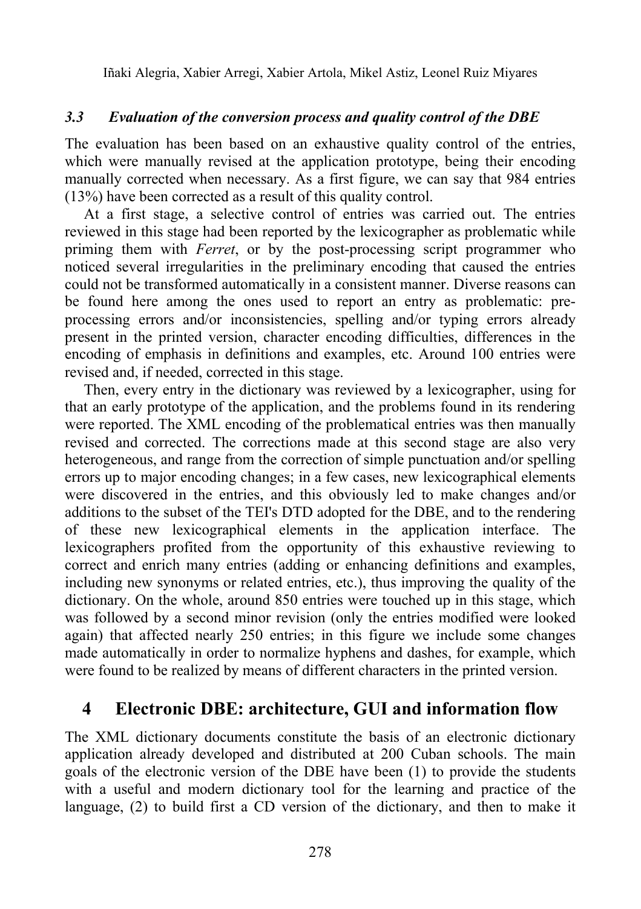### 3.3 *Evaluation of the conversion process and quality control of the DBE*

The evaluation has been based on an exhaustive quality control of the entries, which were manually revised at the application prototype, being their encoding manually corrected when necessary. As a first figure, we can say that 984 entries (13%) have been corrected as a result of this quality control.

At a first stage, a selective control of entries was carried out. The entries reviewed in this stage had been reported by the lexicographer as problematic while priming them with *Ferret*, or by the post-processing script programmer who noticed several irregularities in the preliminary encoding that caused the entries could not be transformed automatically in a consistent manner. Diverse reasons can be found here among the ones used to report an entry as problematic: pre-processing errors and/or inconsistencies, spelling and/or typing errors already present in the printed version, character encoding difficulties, differences in the encoding of emphasis in definitions and examples, etc. Around 100 entries were revised and, if needed, corrected in this stage.

Then, every entry in the dictionary was reviewed by a lexicographer, using for that an early prototype of the application, and the problems found in its rendering were reported. The XML encoding of the problematical entries was then manually revised and corrected. The corrections made at this second stage are also very heterogeneous, and range from the correction of simple punctuation and/or spelling errors up to major encoding changes; in a few cases, new lexicographical elements were discovered in the entries, and this obviously led to make changes and/or additions to the subset of the TEI's DTD adopted for the DBE, and to the rendering of these new lexicographical elements in the application interface. The lexicographers profited from the opportunity of this exhaustive reviewing to correct and enrich many entries (adding or enhancing definitions and examples, including new synonyms or related entries, etc.), thus improving the quality of the dictionary. On the whole, around 850 entries were touched up in this stage, which was followed by a second minor revision (only the entries modified were looked again) that affected nearly 250 entries; in this figure we include some changes made automatically in order to normalize hyphens and dashes, for example, which were found to be realized by means of different characters in the printed version.

## 4 Electronic DBE: architecture, GUI and information flow

The XML dictionary documents constitute the basis of an electronic dictionary application already developed and distributed at 200 Cuban schools. The main goals of the electronic version of the DBE have been (1) to provide the students with a useful and modern dictionary tool for the learning and practice of the language, (2) to build first a CD version of the dictionary, and then to make it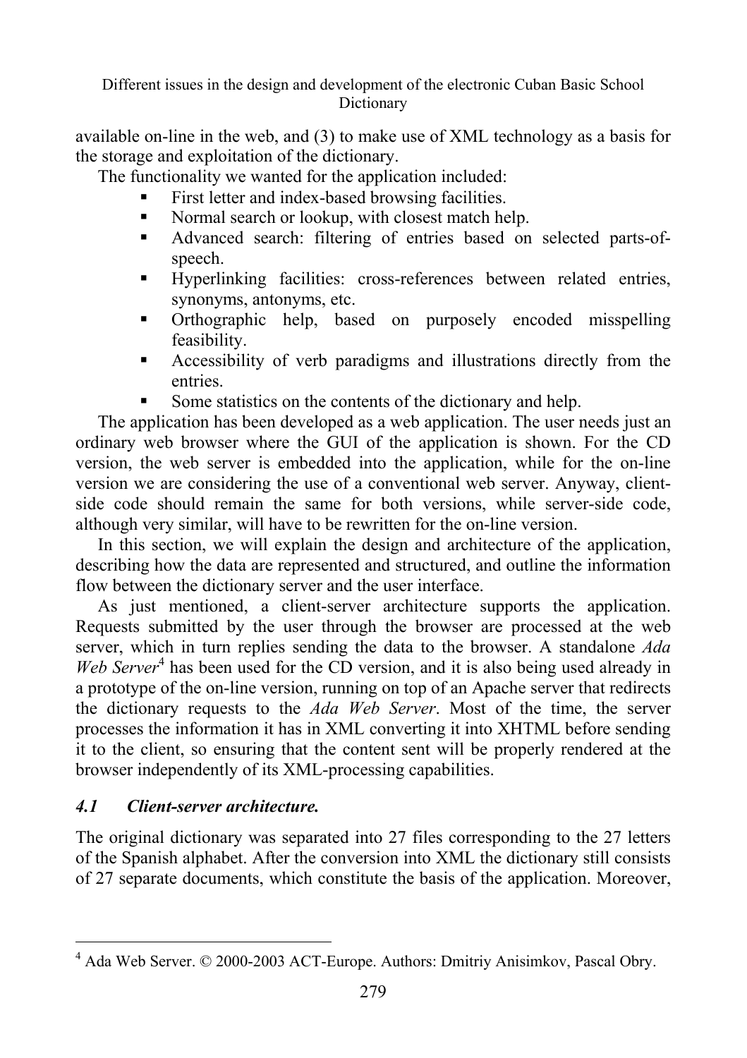available on-line in the web, and (3) to make use of XML technology as a basis for the storage and exploitation of the dictionary.

The functionality we wanted for the application included:

- First letter and index-based browsing facilities.
- Normal search or lookup, with closest match help.
- Advanced search: filtering of entries based on selected parts-of-speech.
- Hyperlinking facilities: cross-references between related entries, synonyms, antonyms, etc.
- Orthographic help, based on purposely encoded misspelling feasibility.
- Accessibility of verb paradigms and illustrations directly from the entries.
- Some statistics on the contents of the dictionary and help.

The application has been developed as a web application. The user needs just an ordinary web browser where the GUI of the application is shown. For the CD version, the web server is embedded into the application, while for the on-line version we are considering the use of a conventional web server. Anyway, client-side code should remain the same for both versions, while server-side code, although very similar, will have to be rewritten for the on-line version.

In this section, we will explain the design and architecture of the application, describing how the data are represented and structured, and outline the information flow between the dictionary server and the user interface.

As just mentioned, a client-server architecture supports the application. Requests submitted by the user through the browser are processed at the web server, which in turn replies sending the data to the browser. A standalone *Ada Web Server*[4] has been used for the CD version, and it is also being used already in a prototype of the on-line version, running on top of an Apache server that redirects the dictionary requests to the *Ada Web Server*. Most of the time, the server processes the information it has in XML converting it into XHTML before sending it to the client, so ensuring that the content sent will be properly rendered at the browser independently of its XML-processing capabilities.

### *4.1 Client-server architecture.*

The original dictionary was separated into 27 files corresponding to the 27 letters of the Spanish alphabet. After the conversion into XML the dictionary still consists of 27 separate documents, which constitute the basis of the application. Moreover,

---

[4] Ada Web Server. © 2000-2003 ACT-Europe. Authors: Dmitriy Anisimkov, Pascal Obry.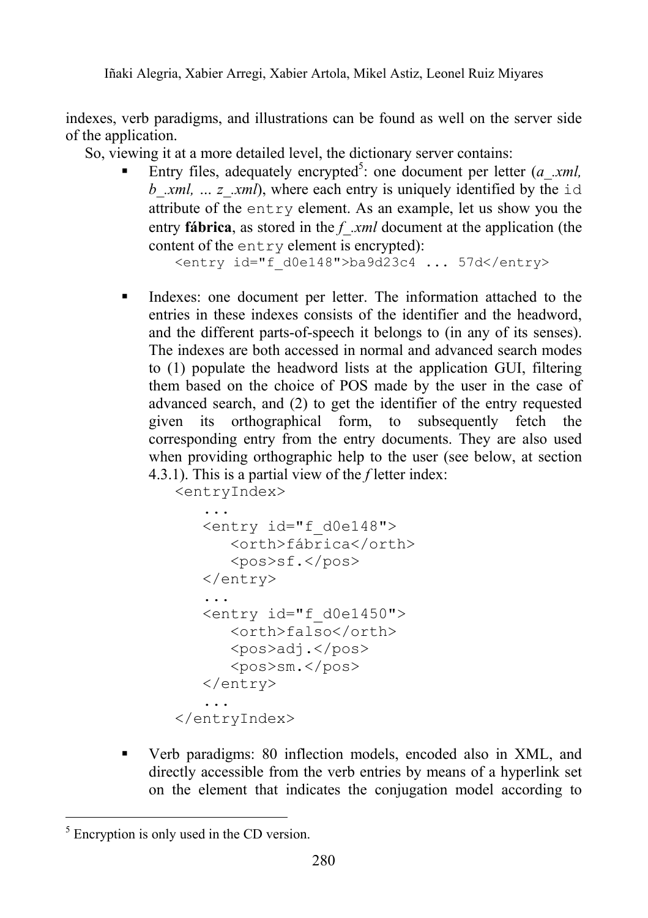indexes, verb paradigms, and illustrations can be found as well on the server side of the application.

So, viewing it at a more detailed level, the dictionary server contains:

- Entry files, adequately encrypted[5]: one document per letter (*a_.xml, b_.xml, … z_.xml*), where each entry is uniquely identified by the `id` attribute of the `entry` element. As an example, let us show you the entry **fábrica**, as stored in the *f_.xml* document at the application (the content of the `entry` element is encrypted):

  ```
  <entry id="f_d0e148">ba9d23c4 ... 57d</entry>
  ```

- Indexes: one document per letter. The information attached to the entries in these indexes consists of the identifier and the headword, and the different parts-of-speech it belongs to (in any of its senses). The indexes are both accessed in normal and advanced search modes to (1) populate the headword lists at the application GUI, filtering them based on the choice of POS made by the user in the case of advanced search, and (2) to get the identifier of the entry requested given its orthographical form, to subsequently fetch the corresponding entry from the entry documents. They are also used when providing orthographic help to the user (see below, at section 4.3.1). This is a partial view of the *f* letter index:

  ```
  <entryIndex>
     ...
     <entry id="f_d0e148">
        <orth>fábrica</orth>
        <pos>sf.</pos>
     </entry>
     ...
     <entry id="f_d0e1450">
        <orth>falso</orth>
        <pos>adj.</pos>
        <pos>sm.</pos>
     </entry>
     ...
  </entryIndex>
  ```

- Verb paradigms: 80 inflection models, encoded also in XML, and directly accessible from the verb entries by means of a hyperlink set on the element that indicates the conjugation model according to

---

[5] Encryption is only used in the CD version.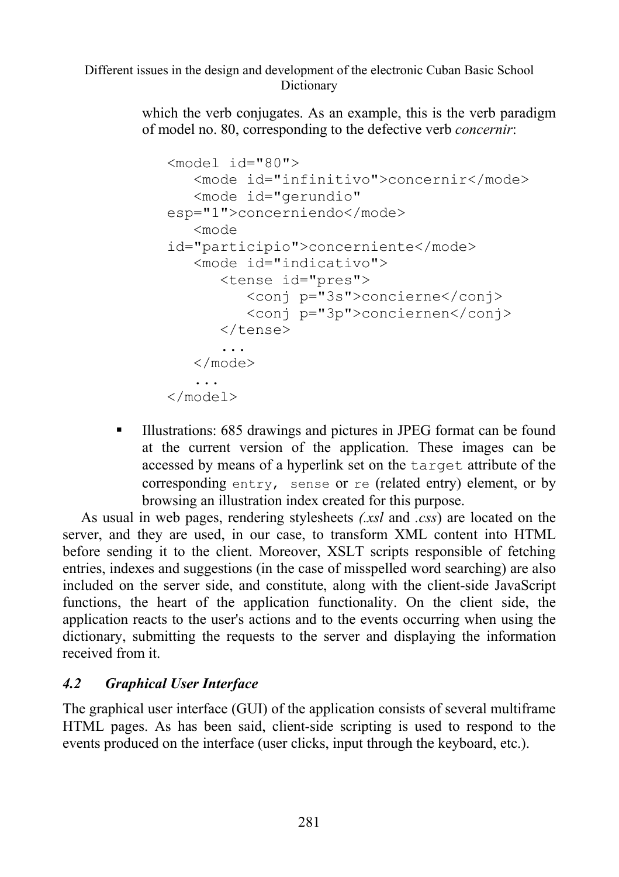which the verb conjugates. As an example, this is the verb paradigm of model no. 80, corresponding to the defective verb *concernir*:

```
<model id="80">
   <mode id="infinitivo">concernir</mode>
   <mode id="gerundio"
esp="1">concerniendo</mode>
   <mode
id="participio">concerniente</mode>
   <mode id="indicativo">
      <tense id="pres">
         <conj p="3s">concierne</conj>
         <conj p="3p">conciernen</conj>
      </tense>
      ...
   </mode>
   ...
</model>
```

- Illustrations: 685 drawings and pictures in JPEG format can be found at the current version of the application. These images can be accessed by means of a hyperlink set on the `target` attribute of the corresponding `entry`, `sense` or `re` (related entry) element, or by browsing an illustration index created for this purpose.

As usual in web pages, rendering stylesheets *(.xsl* and *.css*) are located on the server, and they are used, in our case, to transform XML content into HTML before sending it to the client. Moreover, XSLT scripts responsible of fetching entries, indexes and suggestions (in the case of misspelled word searching) are also included on the server side, and constitute, along with the client-side JavaScript functions, the heart of the application functionality. On the client side, the application reacts to the user's actions and to the events occurring when using the dictionary, submitting the requests to the server and displaying the information received from it.

### *4.2 Graphical User Interface*

The graphical user interface (GUI) of the application consists of several multiframe HTML pages. As has been said, client-side scripting is used to respond to the events produced on the interface (user clicks, input through the keyboard, etc.).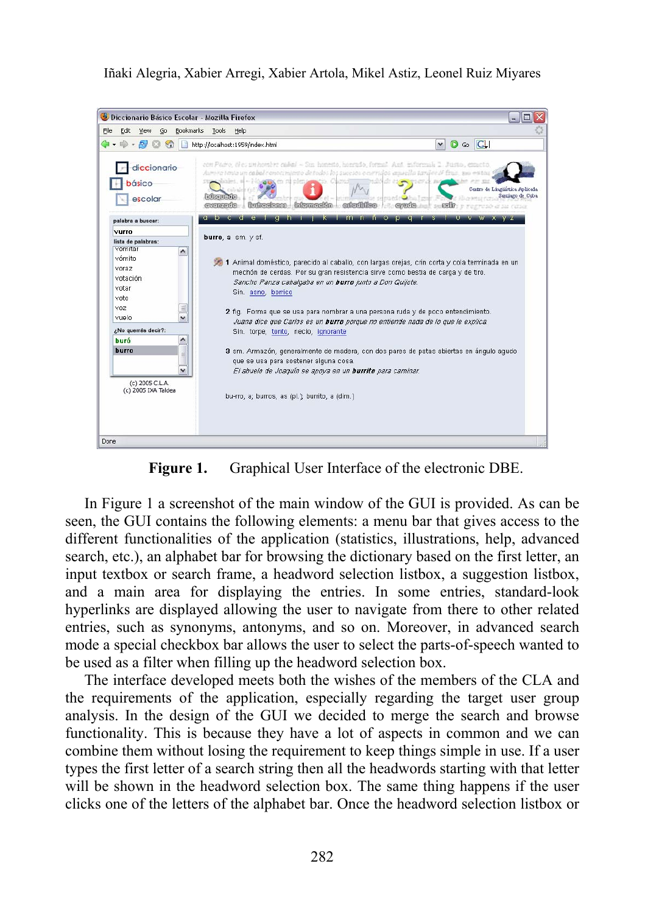**Figure 1.** Graphical User Interface of the electronic DBE.

In Figure 1 a screenshot of the main window of the GUI is provided. As can be seen, the GUI contains the following elements: a menu bar that gives access to the different functionalities of the application (statistics, illustrations, help, advanced search, etc.), an alphabet bar for browsing the dictionary based on the first letter, an input textbox or search frame, a headword selection listbox, a suggestion listbox, and a main area for displaying the entries. In some entries, standard-look hyperlinks are displayed allowing the user to navigate from there to other related entries, such as synonyms, antonyms, and so on. Moreover, in advanced search mode a special checkbox bar allows the user to select the parts-of-speech wanted to be used as a filter when filling up the headword selection box.

The interface developed meets both the wishes of the members of the CLA and the requirements of the application, especially regarding the target user group analysis. In the design of the GUI we decided to merge the search and browse functionality. This is because they have a lot of aspects in common and we can combine them without losing the requirement to keep things simple in use. If a user types the first letter of a search string then all the headwords starting with that letter will be shown in the headword selection box. The same thing happens if the user clicks one of the letters of the alphabet bar. Once the headword selection listbox or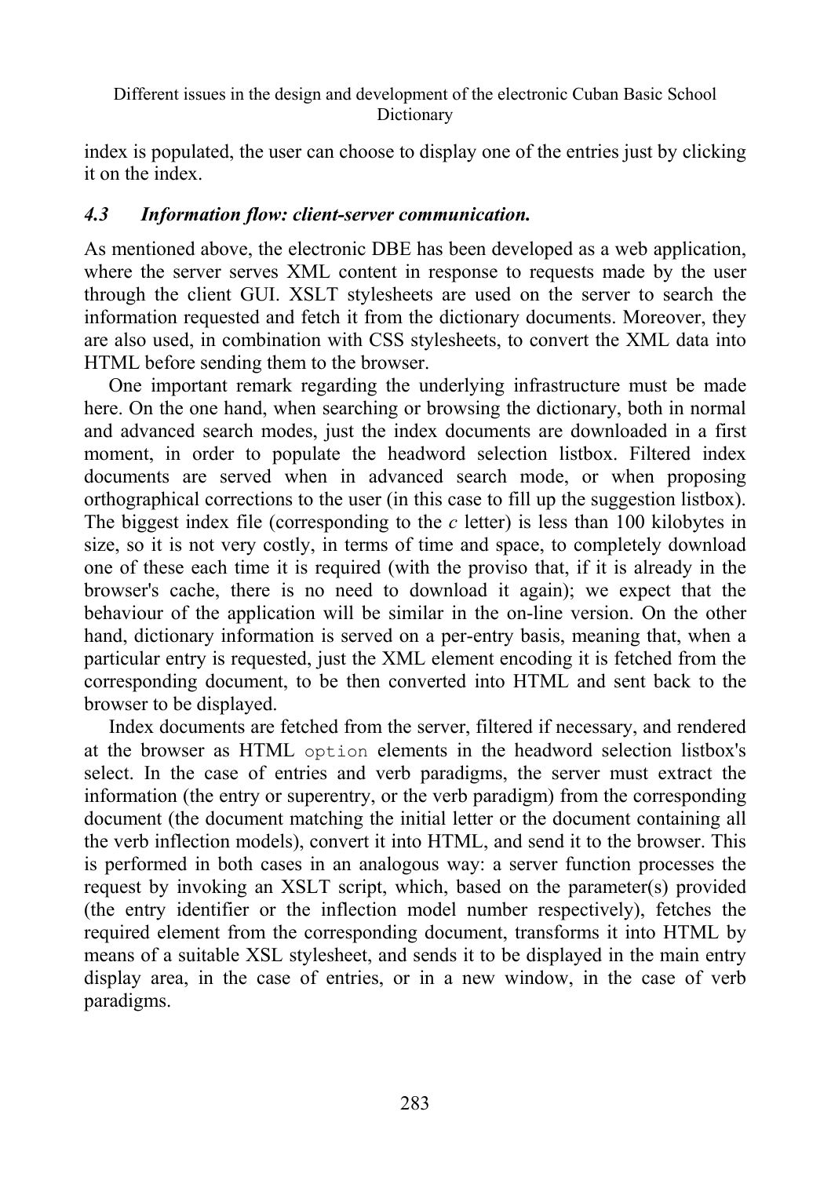index is populated, the user can choose to display one of the entries just by clicking it on the index.

### *4.3 Information flow: client-server communication.*

As mentioned above, the electronic DBE has been developed as a web application, where the server serves XML content in response to requests made by the user through the client GUI. XSLT stylesheets are used on the server to search the information requested and fetch it from the dictionary documents. Moreover, they are also used, in combination with CSS stylesheets, to convert the XML data into HTML before sending them to the browser.

One important remark regarding the underlying infrastructure must be made here. On the one hand, when searching or browsing the dictionary, both in normal and advanced search modes, just the index documents are downloaded in a first moment, in order to populate the headword selection listbox. Filtered index documents are served when in advanced search mode, or when proposing orthographical corrections to the user (in this case to fill up the suggestion listbox). The biggest index file (corresponding to the *c* letter) is less than 100 kilobytes in size, so it is not very costly, in terms of time and space, to completely download one of these each time it is required (with the proviso that, if it is already in the browser's cache, there is no need to download it again); we expect that the behaviour of the application will be similar in the on-line version. On the other hand, dictionary information is served on a per-entry basis, meaning that, when a particular entry is requested, just the XML element encoding it is fetched from the corresponding document, to be then converted into HTML and sent back to the browser to be displayed.

Index documents are fetched from the server, filtered if necessary, and rendered at the browser as HTML `option` elements in the headword selection listbox's select. In the case of entries and verb paradigms, the server must extract the information (the entry or superentry, or the verb paradigm) from the corresponding document (the document matching the initial letter or the document containing all the verb inflection models), convert it into HTML, and send it to the browser. This is performed in both cases in an analogous way: a server function processes the request by invoking an XSLT script, which, based on the parameter(s) provided (the entry identifier or the inflection model number respectively), fetches the required element from the corresponding document, transforms it into HTML by means of a suitable XSL stylesheet, and sends it to be displayed in the main entry display area, in the case of entries, or in a new window, in the case of verb paradigms.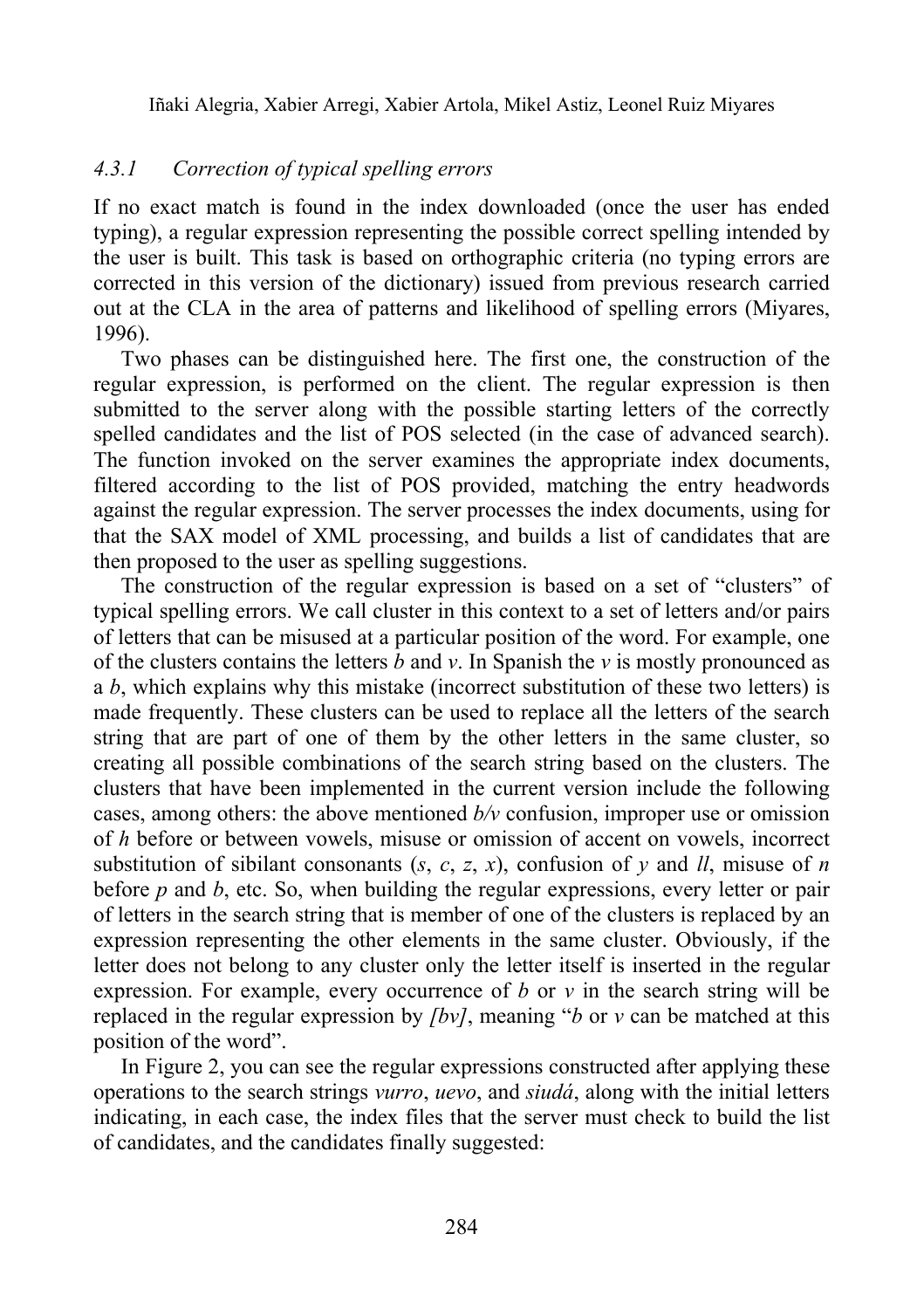### *4.3.1 Correction of typical spelling errors*

If no exact match is found in the index downloaded (once the user has ended typing), a regular expression representing the possible correct spelling intended by the user is built. This task is based on orthographic criteria (no typing errors are corrected in this version of the dictionary) issued from previous research carried out at the CLA in the area of patterns and likelihood of spelling errors (Miyares, 1996).

Two phases can be distinguished here. The first one, the construction of the regular expression, is performed on the client. The regular expression is then submitted to the server along with the possible starting letters of the correctly spelled candidates and the list of POS selected (in the case of advanced search). The function invoked on the server examines the appropriate index documents, filtered according to the list of POS provided, matching the entry headwords against the regular expression. The server processes the index documents, using for that the SAX model of XML processing, and builds a list of candidates that are then proposed to the user as spelling suggestions.

The construction of the regular expression is based on a set of "clusters" of typical spelling errors. We call cluster in this context to a set of letters and/or pairs of letters that can be misused at a particular position of the word. For example, one of the clusters contains the letters *b* and *v*. In Spanish the *v* is mostly pronounced as a *b*, which explains why this mistake (incorrect substitution of these two letters) is made frequently. These clusters can be used to replace all the letters of the search string that are part of one of them by the other letters in the same cluster, so creating all possible combinations of the search string based on the clusters. The clusters that have been implemented in the current version include the following cases, among others: the above mentioned *b/v* confusion, improper use or omission of *h* before or between vowels, misuse or omission of accent on vowels, incorrect substitution of sibilant consonants (*s*, *c*, *z*, *x*), confusion of *y* and *ll*, misuse of *n* before *p* and *b*, etc. So, when building the regular expressions, every letter or pair of letters in the search string that is member of one of the clusters is replaced by an expression representing the other elements in the same cluster. Obviously, if the letter does not belong to any cluster only the letter itself is inserted in the regular expression. For example, every occurrence of *b* or *v* in the search string will be replaced in the regular expression by *[bv]*, meaning "*b* or *v* can be matched at this position of the word".

In Figure 2, you can see the regular expressions constructed after applying these operations to the search strings *vurro*, *uevo*, and *siudá*, along with the initial letters indicating, in each case, the index files that the server must check to build the list of candidates, and the candidates finally suggested: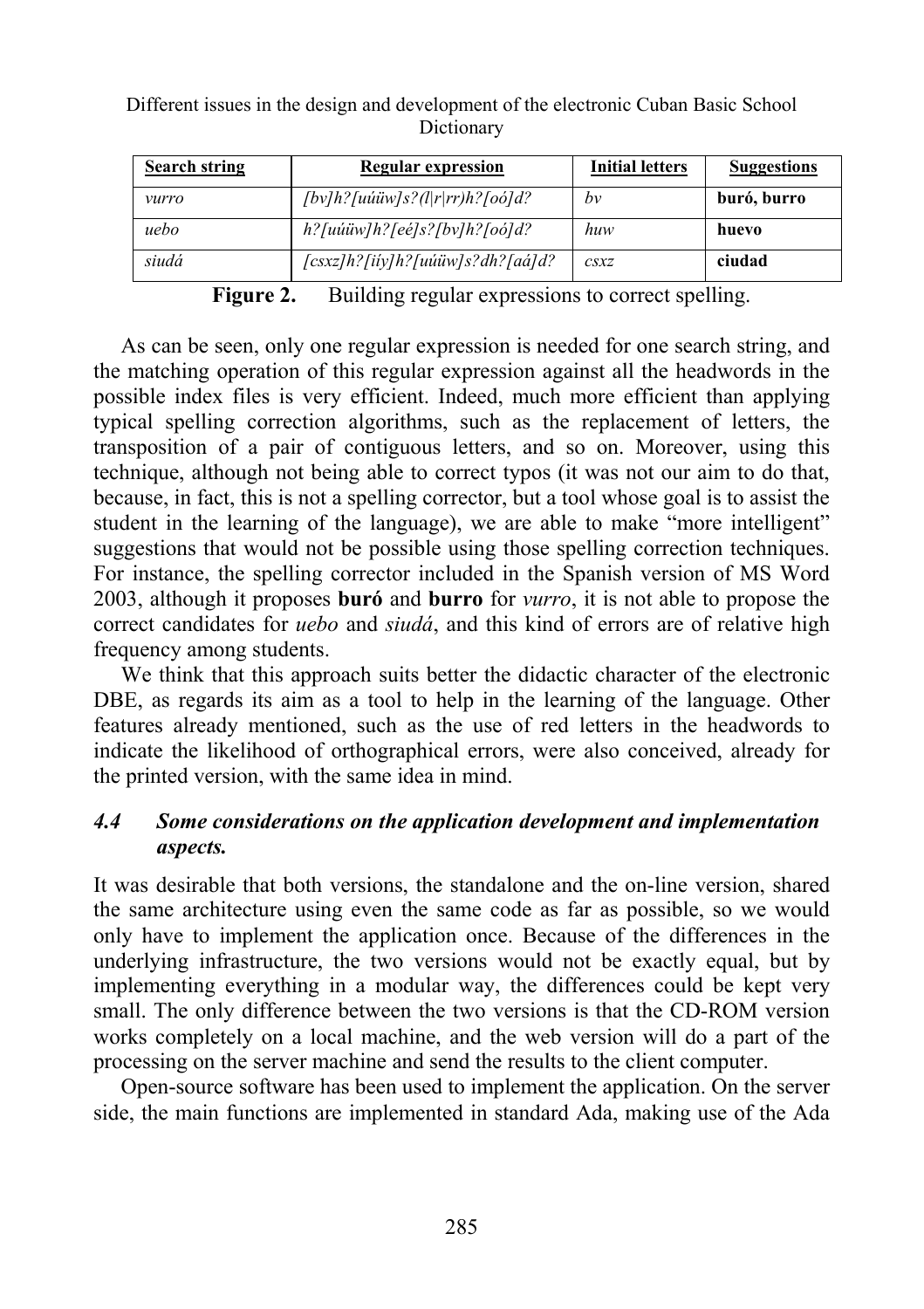| **Search string** | **Regular expression** | **Initial letters** | **Suggestions** |
| --- | --- | --- | --- |
| *vurro* | *[bv]h?[uúüw]s?(l\|r\|rr)h?[oó]d?* | *bv* | **buró, burro** |
| *uebo* | *h?[uúüw]h?[eé]s?[bv]h?[oó]d?* | *huw* | **huevo** |
| *siudá* | *[csxz]h?[iíy]h?[uúüw]s?dh?[aá]d?* | *csxz* | **ciudad** |

**Figure 2.** Building regular expressions to correct spelling.

As can be seen, only one regular expression is needed for one search string, and the matching operation of this regular expression against all the headwords in the possible index files is very efficient. Indeed, much more efficient than applying typical spelling correction algorithms, such as the replacement of letters, the transposition of a pair of contiguous letters, and so on. Moreover, using this technique, although not being able to correct typos (it was not our aim to do that, because, in fact, this is not a spelling corrector, but a tool whose goal is to assist the student in the learning of the language), we are able to make "more intelligent" suggestions that would not be possible using those spelling correction techniques. For instance, the spelling corrector included in the Spanish version of MS Word 2003, although it proposes **buró** and **burro** for *vurro*, it is not able to propose the correct candidates for *uebo* and *siudá*, and this kind of errors are of relative high frequency among students.

We think that this approach suits better the didactic character of the electronic DBE, as regards its aim as a tool to help in the learning of the language. Other features already mentioned, such as the use of red letters in the headwords to indicate the likelihood of orthographical errors, were also conceived, already for the printed version, with the same idea in mind.

### *4.4 Some considerations on the application development and implementation aspects.*

It was desirable that both versions, the standalone and the on-line version, shared the same architecture using even the same code as far as possible, so we would only have to implement the application once. Because of the differences in the underlying infrastructure, the two versions would not be exactly equal, but by implementing everything in a modular way, the differences could be kept very small. The only difference between the two versions is that the CD-ROM version works completely on a local machine, and the web version will do a part of the processing on the server machine and send the results to the client computer.

Open-source software has been used to implement the application. On the server side, the main functions are implemented in standard Ada, making use of the Ada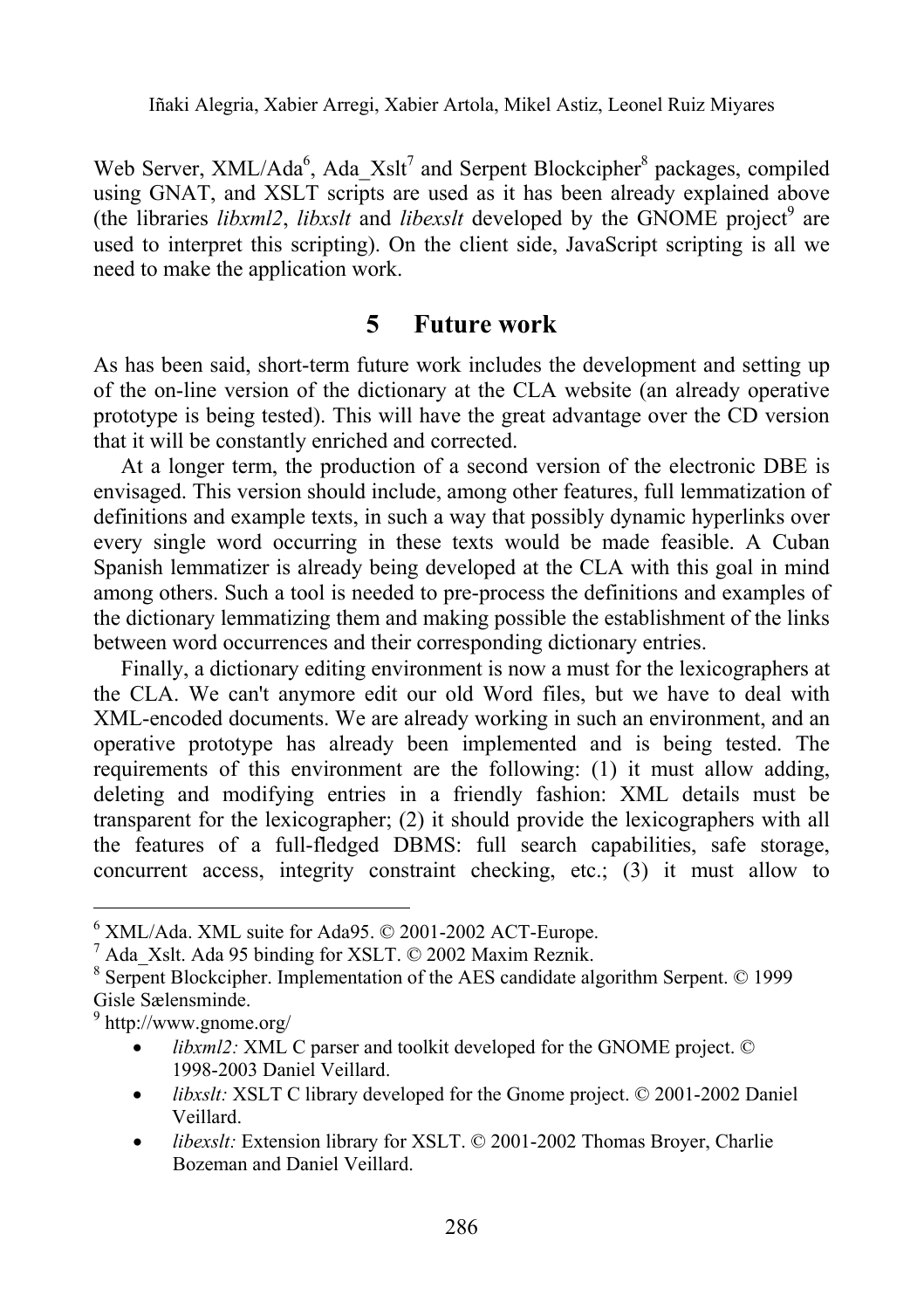Web Server, XML/Ada[6], Ada_Xslt[7] and Serpent Blockcipher[8] packages, compiled using GNAT, and XSLT scripts are used as it has been already explained above (the libraries *libxml2*, *libxslt* and *libexslt* developed by the GNOME project[9] are used to interpret this scripting). On the client side, JavaScript scripting is all we need to make the application work.

## 5 Future work

As has been said, short-term future work includes the development and setting up of the on-line version of the dictionary at the CLA website (an already operative prototype is being tested). This will have the great advantage over the CD version that it will be constantly enriched and corrected.

At a longer term, the production of a second version of the electronic DBE is envisaged. This version should include, among other features, full lemmatization of definitions and example texts, in such a way that possibly dynamic hyperlinks over every single word occurring in these texts would be made feasible. A Cuban Spanish lemmatizer is already being developed at the CLA with this goal in mind among others. Such a tool is needed to pre-process the definitions and examples of the dictionary lemmatizing them and making possible the establishment of the links between word occurrences and their corresponding dictionary entries.

Finally, a dictionary editing environment is now a must for the lexicographers at the CLA. We can't anymore edit our old Word files, but we have to deal with XML-encoded documents. We are already working in such an environment, and an operative prototype has already been implemented and is being tested. The requirements of this environment are the following: (1) it must allow adding, deleting and modifying entries in a friendly fashion: XML details must be transparent for the lexicographer; (2) it should provide the lexicographers with all the features of a full-fledged DBMS: full search capabilities, safe storage, concurrent access, integrity constraint checking, etc.; (3) it must allow to

---

[6] XML/Ada. XML suite for Ada95. © 2001-2002 ACT-Europe.

[7] Ada_Xslt. Ada 95 binding for XSLT. © 2002 Maxim Reznik.

[8] Serpent Blockcipher. Implementation of the AES candidate algorithm Serpent. © 1999 Gisle Sælensminde.

[9] http://www.gnome.org/

- *libxml2:* XML C parser and toolkit developed for the GNOME project. © 1998-2003 Daniel Veillard.
- *libxslt:* XSLT C library developed for the Gnome project. © 2001-2002 Daniel Veillard.
- *libexslt:* Extension library for XSLT. © 2001-2002 Thomas Broyer, Charlie Bozeman and Daniel Veillard.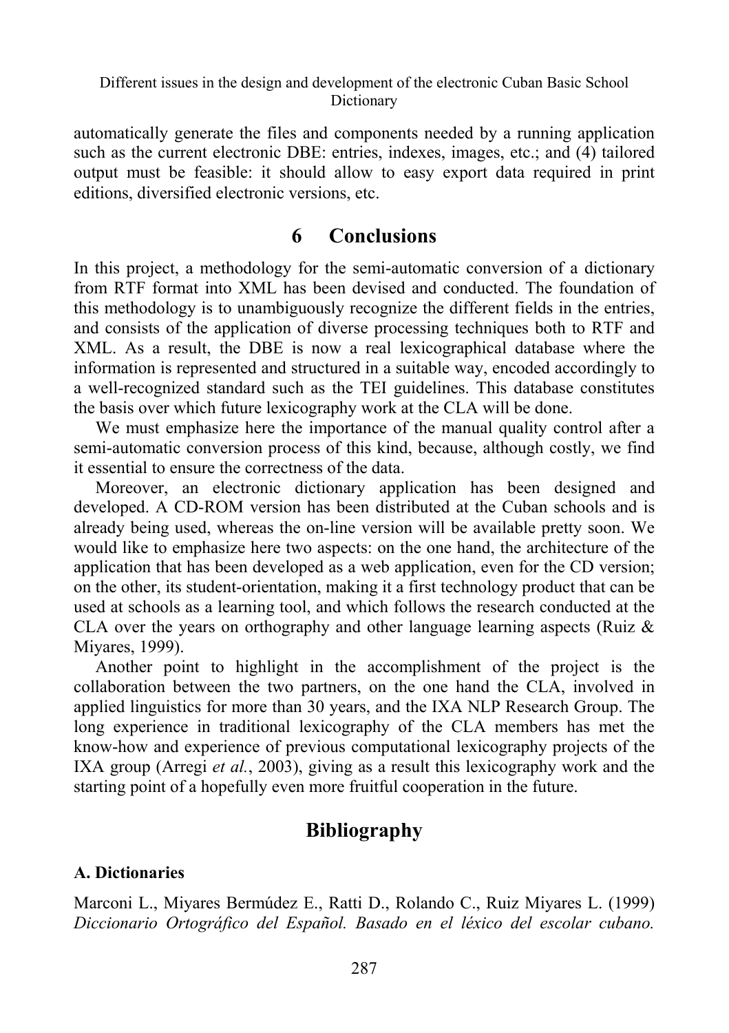automatically generate the files and components needed by a running application such as the current electronic DBE: entries, indexes, images, etc.; and (4) tailored output must be feasible: it should allow to easy export data required in print editions, diversified electronic versions, etc.

## 6 Conclusions

In this project, a methodology for the semi-automatic conversion of a dictionary from RTF format into XML has been devised and conducted. The foundation of this methodology is to unambiguously recognize the different fields in the entries, and consists of the application of diverse processing techniques both to RTF and XML. As a result, the DBE is now a real lexicographical database where the information is represented and structured in a suitable way, encoded accordingly to a well-recognized standard such as the TEI guidelines. This database constitutes the basis over which future lexicography work at the CLA will be done.

We must emphasize here the importance of the manual quality control after a semi-automatic conversion process of this kind, because, although costly, we find it essential to ensure the correctness of the data.

Moreover, an electronic dictionary application has been designed and developed. A CD-ROM version has been distributed at the Cuban schools and is already being used, whereas the on-line version will be available pretty soon. We would like to emphasize here two aspects: on the one hand, the architecture of the application that has been developed as a web application, even for the CD version; on the other, its student-orientation, making it a first technology product that can be used at schools as a learning tool, and which follows the research conducted at the CLA over the years on orthography and other language learning aspects (Ruiz & Miyares, 1999).

Another point to highlight in the accomplishment of the project is the collaboration between the two partners, on the one hand the CLA, involved in applied linguistics for more than 30 years, and the IXA NLP Research Group. The long experience in traditional lexicography of the CLA members has met the know-how and experience of previous computational lexicography projects of the IXA group (Arregi *et al.*, 2003), giving as a result this lexicography work and the starting point of a hopefully even more fruitful cooperation in the future.

## Bibliography

### A. Dictionaries

Marconi L., Miyares Bermúdez E., Ratti D., Rolando C., Ruiz Miyares L. (1999) *Diccionario Ortográfico del Español. Basado en el léxico del escolar cubano.*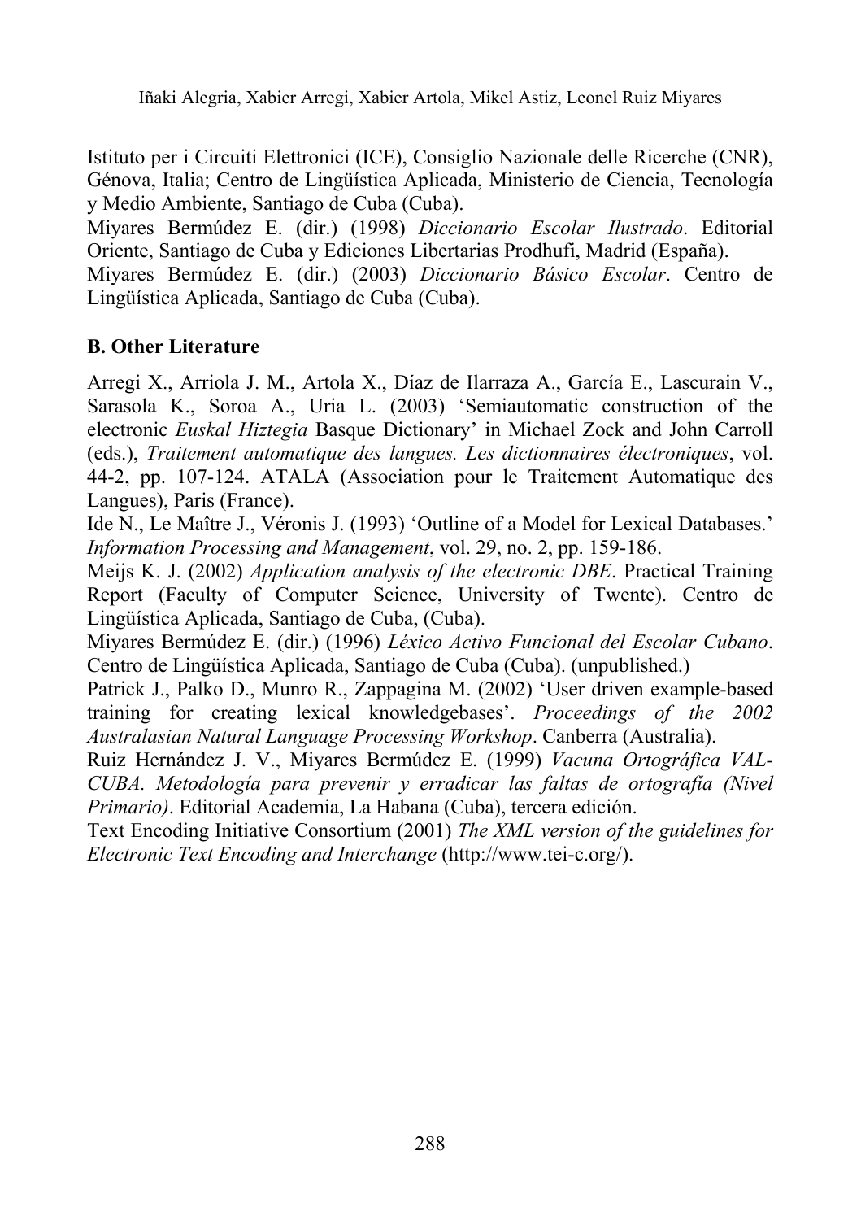Istituto per i Circuiti Elettronici (ICE), Consiglio Nazionale delle Ricerche (CNR), Génova, Italia; Centro de Lingüística Aplicada, Ministerio de Ciencia, Tecnología y Medio Ambiente, Santiago de Cuba (Cuba).

Miyares Bermúdez E. (dir.) (1998) *Diccionario Escolar Ilustrado*. Editorial Oriente, Santiago de Cuba y Ediciones Libertarias Prodhufi, Madrid (España).

Miyares Bermúdez E. (dir.) (2003) *Diccionario Básico Escolar*. Centro de Lingüística Aplicada, Santiago de Cuba (Cuba).

**B. Other Literature**

Arregi X., Arriola J. M., Artola X., Díaz de Ilarraza A., García E., Lascurain V., Sarasola K., Soroa A., Uria L. (2003) 'Semiautomatic construction of the electronic *Euskal Hiztegia* Basque Dictionary' in Michael Zock and John Carroll (eds.), *Traitement automatique des langues. Les dictionnaires électroniques*, vol. 44-2, pp. 107-124. ATALA (Association pour le Traitement Automatique des Langues), Paris (France).

Ide N., Le Maître J., Véronis J. (1993) 'Outline of a Model for Lexical Databases.' *Information Processing and Management*, vol. 29, no. 2, pp. 159-186.

Meijs K. J. (2002) *Application analysis of the electronic DBE*. Practical Training Report (Faculty of Computer Science, University of Twente). Centro de Lingüística Aplicada, Santiago de Cuba, (Cuba).

Miyares Bermúdez E. (dir.) (1996) *Léxico Activo Funcional del Escolar Cubano*. Centro de Lingüística Aplicada, Santiago de Cuba (Cuba). (unpublished.)

Patrick J., Palko D., Munro R., Zappagina M. (2002) 'User driven example-based training for creating lexical knowledgebases'. *Proceedings of the 2002 Australasian Natural Language Processing Workshop*. Canberra (Australia).

Ruiz Hernández J. V., Miyares Bermúdez E. (1999) *Vacuna Ortográfica VAL-CUBA. Metodología para prevenir y erradicar las faltas de ortografía (Nivel Primario)*. Editorial Academia, La Habana (Cuba), tercera edición.

Text Encoding Initiative Consortium (2001) *The XML version of the guidelines for Electronic Text Encoding and Interchange* (http://www.tei-c.org/).